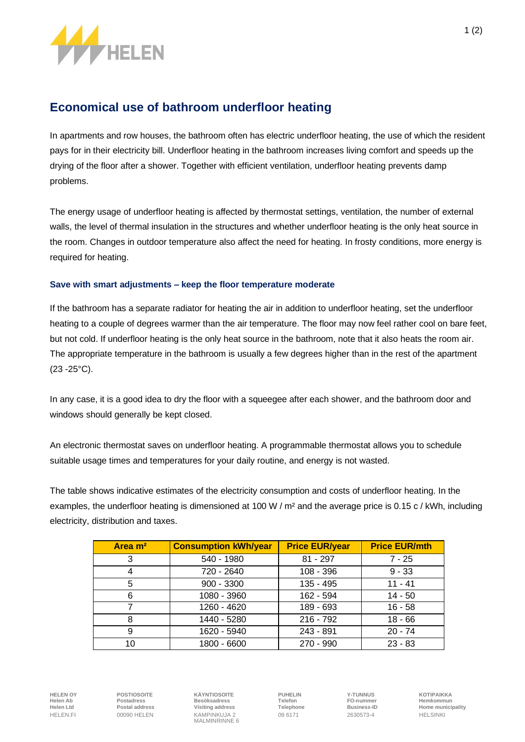# Economical use of bathroom underfloor heating

In apartments and row houses, the bathroom often has electric underfloor heating, the use of which the resident pays for in their electricity bill. Underfloor heating in the bathroom increases living comfort and speeds up the drying of the floor after a shower. Together with efficient ventilation, underfloor heating prevents damp problems.

The energy usage of underfloor heating is affected by thermostat settings, ventilation, the number of external walls, the level of thermal insulation in the structures and whether underfloor heating is the only heat source in the room. Changes in outdoor temperature also affect the need for heating. In frosty conditions, more energy is required for heating.

### Save with smart adjustments – keep the floor temperature moderate

If the bathroom has a separate radiator for heating the air in addition to underfloor heating, set the underfloor heating to a couple of degrees warmer than the air temperature. The floor may now feel rather cool on bare feet, but not cold. If underfloor heating is the only heat source in the bathroom, note that it also heats the room air. The appropriate temperature in the bathroom is usually a few degrees higher than in the rest of the apartment (23 -25°C).

In any case, it is a good idea to dry the floor with a squeegee after each shower, and the bathroom door and windows should generally be kept closed.

An electronic thermostat saves on underfloor heating. A programmable thermostat allows you to schedule suitable usage times and temperatures for your daily routine, and energy is not wasted.

The table shows indicative estimates of the electricity consumption and costs of underfloor heating. In the examples, the underfloor heating is dimensioned at 100 W / $m^2$ and the average price is 0.15 c / kWh, including electricity, distribution and taxes.

| Area $m^2$ | Consumption kWh/year | Price EUR/year | Price EUR/mth |
|---|---|---|---|
| 3 | 540 - 1980 | 81 - 297 | 7 - 25 |
| 4 | 720 - 2640 | 108 - 396 | 9 - 33 |
| 5 | 900 - 3300 | 135 - 495 | 11 - 41 |
| 6 | 1080 - 3960 | 162 - 594 | 14 - 50 |
| 7 | 1260 - 4620 | 189 - 693 | 16 - 58 |
| 8 | 1440 - 5280 | 216 - 792 | 18 - 66 |
| 9 | 1620 - 5940 | 243 - 891 | 20 - 74 |
| 10 | 1800 - 6600 | 270 - 990 | 23 - 83 |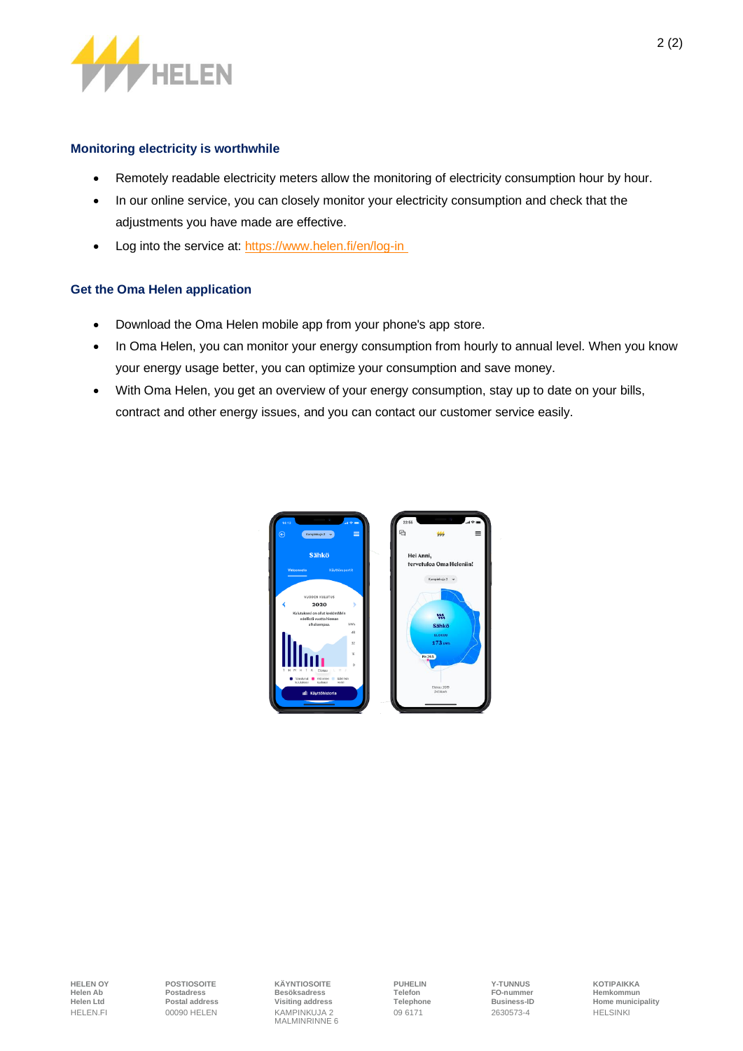## Monitoring electricity is worthwhile

- Remotely readable electricity meters allow the monitoring of electricity consumption hour by hour.
- In our online service, you can closely monitor your electricity consumption and check that the adjustments you have made are effective.
- Log into the service at: https://www.helen.fi/en/log-in

## Get the Oma Helen application

- Download the Oma Helen mobile app from your phone's app store.
- In Oma Helen, you can monitor your energy consumption from hourly to annual level. When you know your energy usage better, you can optimize your consumption and save money.
- With Oma Helen, you get an overview of your energy consumption, stay up to date on your bills, contract and other energy issues, and you can contact our customer service easily.